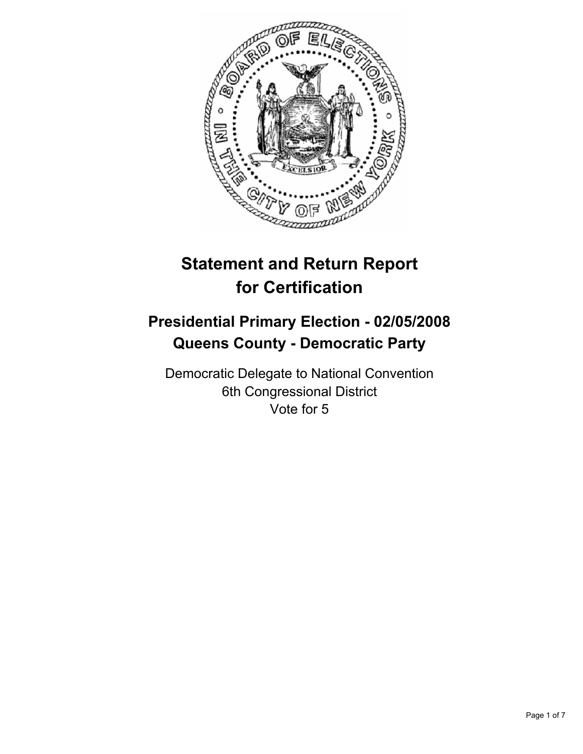# Statement and Return Report for Certification

## Presidential Primary Election - 02/05/2008
## Queens County - Democratic Party

Democratic Delegate to National Convention
6th Congressional District
Vote for 5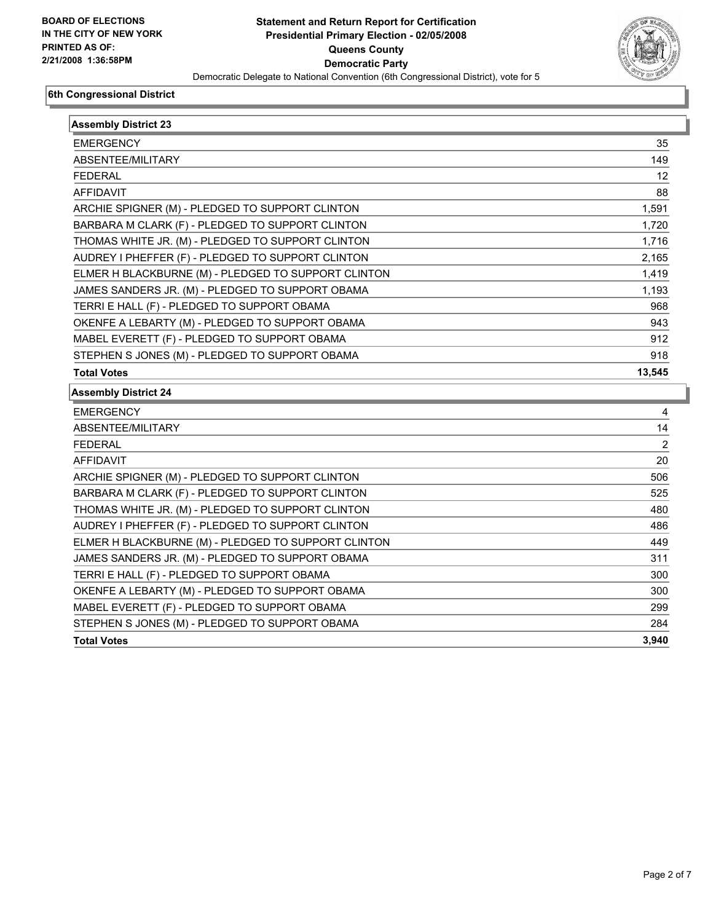**BOARD OF ELECTIONS IN THE CITY OF NEW YORK**
**PRINTED AS OF: 2/21/2008 1:36:58PM**

# Statement and Return Report for Certification
## Presidential Primary Election - 02/05/2008
## Queens County
## Democratic Party

Democratic Delegate to National Convention (6th Congressional District), vote for 5

### 6th Congressional District

| Assembly District 23 | |
|---|---|
| EMERGENCY | 35 |
| ABSENTEE/MILITARY | 149 |
| FEDERAL | 12 |
| AFFIDAVIT | 88 |
| ARCHIE SPIGNER (M) - PLEDGED TO SUPPORT CLINTON | 1,591 |
| BARBARA M CLARK (F) - PLEDGED TO SUPPORT CLINTON | 1,720 |
| THOMAS WHITE JR. (M) - PLEDGED TO SUPPORT CLINTON | 1,716 |
| AUDREY I PHEFFER (F) - PLEDGED TO SUPPORT CLINTON | 2,165 |
| ELMER H BLACKBURNE (M) - PLEDGED TO SUPPORT CLINTON | 1,419 |
| JAMES SANDERS JR. (M) - PLEDGED TO SUPPORT OBAMA | 1,193 |
| TERRI E HALL (F) - PLEDGED TO SUPPORT OBAMA | 968 |
| OKENFE A LEBARTY (M) - PLEDGED TO SUPPORT OBAMA | 943 |
| MABEL EVERETT (F) - PLEDGED TO SUPPORT OBAMA | 912 |
| STEPHEN S JONES (M) - PLEDGED TO SUPPORT OBAMA | 918 |
| **Total Votes** | **13,545** |

| Assembly District 24 | |
|---|---|
| EMERGENCY | 4 |
| ABSENTEE/MILITARY | 14 |
| FEDERAL | 2 |
| AFFIDAVIT | 20 |
| ARCHIE SPIGNER (M) - PLEDGED TO SUPPORT CLINTON | 506 |
| BARBARA M CLARK (F) - PLEDGED TO SUPPORT CLINTON | 525 |
| THOMAS WHITE JR. (M) - PLEDGED TO SUPPORT CLINTON | 480 |
| AUDREY I PHEFFER (F) - PLEDGED TO SUPPORT CLINTON | 486 |
| ELMER H BLACKBURNE (M) - PLEDGED TO SUPPORT CLINTON | 449 |
| JAMES SANDERS JR. (M) - PLEDGED TO SUPPORT OBAMA | 311 |
| TERRI E HALL (F) - PLEDGED TO SUPPORT OBAMA | 300 |
| OKENFE A LEBARTY (M) - PLEDGED TO SUPPORT OBAMA | 300 |
| MABEL EVERETT (F) - PLEDGED TO SUPPORT OBAMA | 299 |
| STEPHEN S JONES (M) - PLEDGED TO SUPPORT OBAMA | 284 |
| **Total Votes** | **3,940** |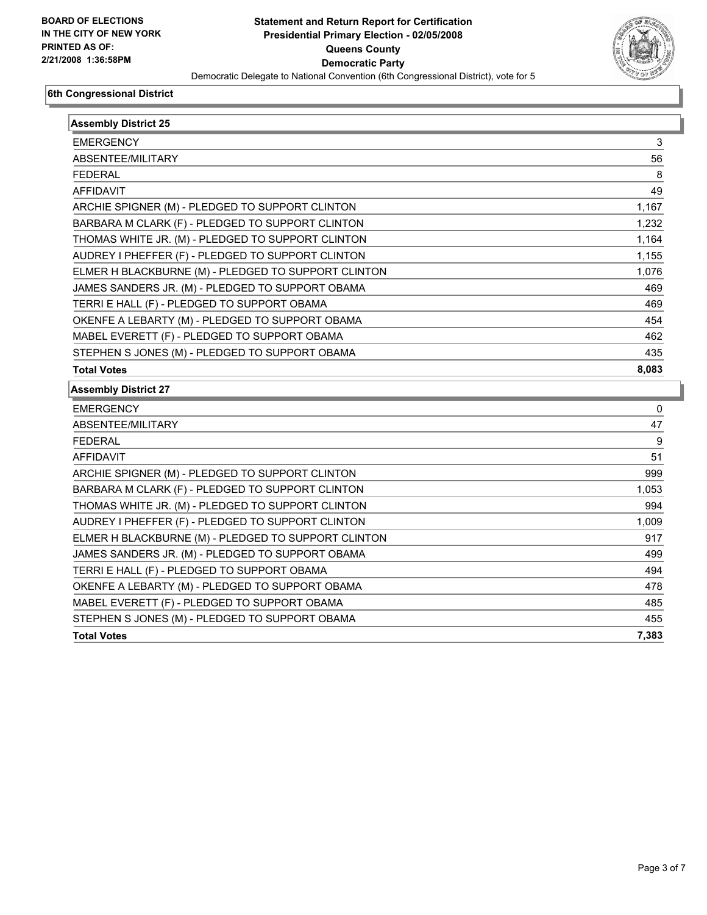**BOARD OF ELECTIONS IN THE CITY OF NEW YORK PRINTED AS OF: 2/21/2008 1:36:58PM**

# Statement and Return Report for Certification
## Presidential Primary Election - 02/05/2008
## Queens County
## Democratic Party
Democratic Delegate to National Convention (6th Congressional District), vote for 5

### 6th Congressional District

| Assembly District 25 | |
|---|---|
| EMERGENCY | 3 |
| ABSENTEE/MILITARY | 56 |
| FEDERAL | 8 |
| AFFIDAVIT | 49 |
| ARCHIE SPIGNER (M) - PLEDGED TO SUPPORT CLINTON | 1,167 |
| BARBARA M CLARK (F) - PLEDGED TO SUPPORT CLINTON | 1,232 |
| THOMAS WHITE JR. (M) - PLEDGED TO SUPPORT CLINTON | 1,164 |
| AUDREY I PHEFFER (F) - PLEDGED TO SUPPORT CLINTON | 1,155 |
| ELMER H BLACKBURNE (M) - PLEDGED TO SUPPORT CLINTON | 1,076 |
| JAMES SANDERS JR. (M) - PLEDGED TO SUPPORT OBAMA | 469 |
| TERRI E HALL (F) - PLEDGED TO SUPPORT OBAMA | 469 |
| OKENFE A LEBARTY (M) - PLEDGED TO SUPPORT OBAMA | 454 |
| MABEL EVERETT (F) - PLEDGED TO SUPPORT OBAMA | 462 |
| STEPHEN S JONES (M) - PLEDGED TO SUPPORT OBAMA | 435 |
| **Total Votes** | **8,083** |

| Assembly District 27 | |
|---|---|
| EMERGENCY | 0 |
| ABSENTEE/MILITARY | 47 |
| FEDERAL | 9 |
| AFFIDAVIT | 51 |
| ARCHIE SPIGNER (M) - PLEDGED TO SUPPORT CLINTON | 999 |
| BARBARA M CLARK (F) - PLEDGED TO SUPPORT CLINTON | 1,053 |
| THOMAS WHITE JR. (M) - PLEDGED TO SUPPORT CLINTON | 994 |
| AUDREY I PHEFFER (F) - PLEDGED TO SUPPORT CLINTON | 1,009 |
| ELMER H BLACKBURNE (M) - PLEDGED TO SUPPORT CLINTON | 917 |
| JAMES SANDERS JR. (M) - PLEDGED TO SUPPORT OBAMA | 499 |
| TERRI E HALL (F) - PLEDGED TO SUPPORT OBAMA | 494 |
| OKENFE A LEBARTY (M) - PLEDGED TO SUPPORT OBAMA | 478 |
| MABEL EVERETT (F) - PLEDGED TO SUPPORT OBAMA | 485 |
| STEPHEN S JONES (M) - PLEDGED TO SUPPORT OBAMA | 455 |
| **Total Votes** | **7,383** |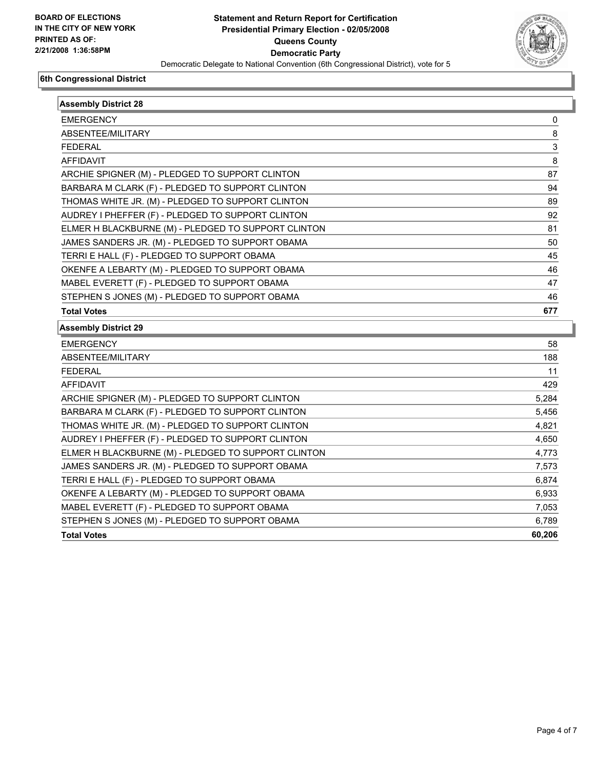**BOARD OF ELECTIONS IN THE CITY OF NEW YORK PRINTED AS OF: 2/21/2008 1:36:58PM**

# Statement and Return Report for Certification
## Presidential Primary Election - 02/05/2008
## Queens County
## Democratic Party
### Democratic Delegate to National Convention (6th Congressional District), vote for 5

**6th Congressional District**

| Assembly District 28 | |
|---|---|
| EMERGENCY | 0 |
| ABSENTEE/MILITARY | 8 |
| FEDERAL | 3 |
| AFFIDAVIT | 8 |
| ARCHIE SPIGNER (M) - PLEDGED TO SUPPORT CLINTON | 87 |
| BARBARA M CLARK (F) - PLEDGED TO SUPPORT CLINTON | 94 |
| THOMAS WHITE JR. (M) - PLEDGED TO SUPPORT CLINTON | 89 |
| AUDREY I PHEFFER (F) - PLEDGED TO SUPPORT CLINTON | 92 |
| ELMER H BLACKBURNE (M) - PLEDGED TO SUPPORT CLINTON | 81 |
| JAMES SANDERS JR. (M) - PLEDGED TO SUPPORT OBAMA | 50 |
| TERRI E HALL (F) - PLEDGED TO SUPPORT OBAMA | 45 |
| OKENFE A LEBARTY (M) - PLEDGED TO SUPPORT OBAMA | 46 |
| MABEL EVERETT (F) - PLEDGED TO SUPPORT OBAMA | 47 |
| STEPHEN S JONES (M) - PLEDGED TO SUPPORT OBAMA | 46 |
| **Total Votes** | **677** |

| Assembly District 29 | |
|---|---|
| EMERGENCY | 58 |
| ABSENTEE/MILITARY | 188 |
| FEDERAL | 11 |
| AFFIDAVIT | 429 |
| ARCHIE SPIGNER (M) - PLEDGED TO SUPPORT CLINTON | 5,284 |
| BARBARA M CLARK (F) - PLEDGED TO SUPPORT CLINTON | 5,456 |
| THOMAS WHITE JR. (M) - PLEDGED TO SUPPORT CLINTON | 4,821 |
| AUDREY I PHEFFER (F) - PLEDGED TO SUPPORT CLINTON | 4,650 |
| ELMER H BLACKBURNE (M) - PLEDGED TO SUPPORT CLINTON | 4,773 |
| JAMES SANDERS JR. (M) - PLEDGED TO SUPPORT OBAMA | 7,573 |
| TERRI E HALL (F) - PLEDGED TO SUPPORT OBAMA | 6,874 |
| OKENFE A LEBARTY (M) - PLEDGED TO SUPPORT OBAMA | 6,933 |
| MABEL EVERETT (F) - PLEDGED TO SUPPORT OBAMA | 7,053 |
| STEPHEN S JONES (M) - PLEDGED TO SUPPORT OBAMA | 6,789 |
| **Total Votes** | **60,206** |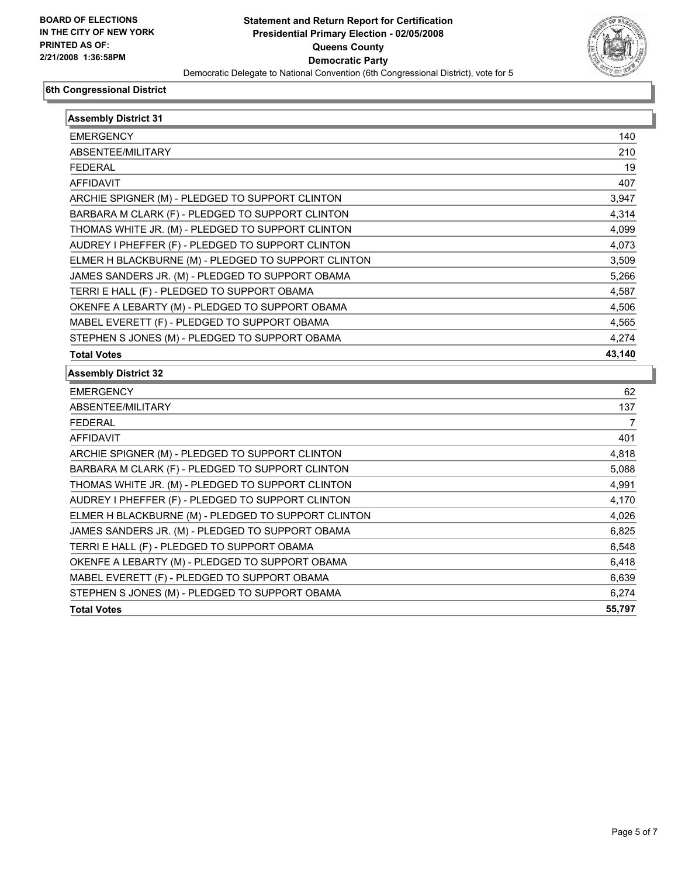**BOARD OF ELECTIONS IN THE CITY OF NEW YORK PRINTED AS OF: 2/21/2008 1:36:58PM**

# Statement and Return Report for Certification
## Presidential Primary Election - 02/05/2008
## Queens County
## Democratic Party
### Democratic Delegate to National Convention (6th Congressional District), vote for 5

**6th Congressional District**

| Assembly District 31 | |
|---|---|
| EMERGENCY | 140 |
| ABSENTEE/MILITARY | 210 |
| FEDERAL | 19 |
| AFFIDAVIT | 407 |
| ARCHIE SPIGNER (M) - PLEDGED TO SUPPORT CLINTON | 3,947 |
| BARBARA M CLARK (F) - PLEDGED TO SUPPORT CLINTON | 4,314 |
| THOMAS WHITE JR. (M) - PLEDGED TO SUPPORT CLINTON | 4,099 |
| AUDREY I PHEFFER (F) - PLEDGED TO SUPPORT CLINTON | 4,073 |
| ELMER H BLACKBURNE (M) - PLEDGED TO SUPPORT CLINTON | 3,509 |
| JAMES SANDERS JR. (M) - PLEDGED TO SUPPORT OBAMA | 5,266 |
| TERRI E HALL (F) - PLEDGED TO SUPPORT OBAMA | 4,587 |
| OKENFE A LEBARTY (M) - PLEDGED TO SUPPORT OBAMA | 4,506 |
| MABEL EVERETT (F) - PLEDGED TO SUPPORT OBAMA | 4,565 |
| STEPHEN S JONES (M) - PLEDGED TO SUPPORT OBAMA | 4,274 |
| **Total Votes** | **43,140** |

| Assembly District 32 | |
|---|---|
| EMERGENCY | 62 |
| ABSENTEE/MILITARY | 137 |
| FEDERAL | 7 |
| AFFIDAVIT | 401 |
| ARCHIE SPIGNER (M) - PLEDGED TO SUPPORT CLINTON | 4,818 |
| BARBARA M CLARK (F) - PLEDGED TO SUPPORT CLINTON | 5,088 |
| THOMAS WHITE JR. (M) - PLEDGED TO SUPPORT CLINTON | 4,991 |
| AUDREY I PHEFFER (F) - PLEDGED TO SUPPORT CLINTON | 4,170 |
| ELMER H BLACKBURNE (M) - PLEDGED TO SUPPORT CLINTON | 4,026 |
| JAMES SANDERS JR. (M) - PLEDGED TO SUPPORT OBAMA | 6,825 |
| TERRI E HALL (F) - PLEDGED TO SUPPORT OBAMA | 6,548 |
| OKENFE A LEBARTY (M) - PLEDGED TO SUPPORT OBAMA | 6,418 |
| MABEL EVERETT (F) - PLEDGED TO SUPPORT OBAMA | 6,639 |
| STEPHEN S JONES (M) - PLEDGED TO SUPPORT OBAMA | 6,274 |
| **Total Votes** | **55,797** |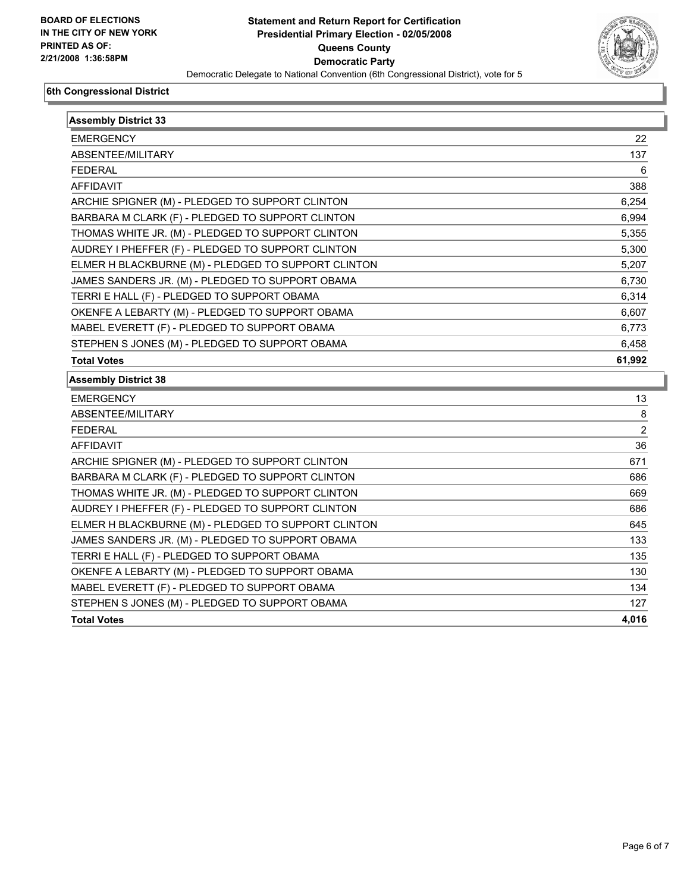**BOARD OF ELECTIONS IN THE CITY OF NEW YORK PRINTED AS OF: 2/21/2008 1:36:58PM**

# Statement and Return Report for Certification
## Presidential Primary Election - 02/05/2008
## Queens County
## Democratic Party

Democratic Delegate to National Convention (6th Congressional District), vote for 5

### 6th Congressional District

| Assembly District 33 | |
|---|---|
| EMERGENCY | 22 |
| ABSENTEE/MILITARY | 137 |
| FEDERAL | 6 |
| AFFIDAVIT | 388 |
| ARCHIE SPIGNER (M) - PLEDGED TO SUPPORT CLINTON | 6,254 |
| BARBARA M CLARK (F) - PLEDGED TO SUPPORT CLINTON | 6,994 |
| THOMAS WHITE JR. (M) - PLEDGED TO SUPPORT CLINTON | 5,355 |
| AUDREY I PHEFFER (F) - PLEDGED TO SUPPORT CLINTON | 5,300 |
| ELMER H BLACKBURNE (M) - PLEDGED TO SUPPORT CLINTON | 5,207 |
| JAMES SANDERS JR. (M) - PLEDGED TO SUPPORT OBAMA | 6,730 |
| TERRI E HALL (F) - PLEDGED TO SUPPORT OBAMA | 6,314 |
| OKENFE A LEBARTY (M) - PLEDGED TO SUPPORT OBAMA | 6,607 |
| MABEL EVERETT (F) - PLEDGED TO SUPPORT OBAMA | 6,773 |
| STEPHEN S JONES (M) - PLEDGED TO SUPPORT OBAMA | 6,458 |
| **Total Votes** | **61,992** |

| Assembly District 38 | |
|---|---|
| EMERGENCY | 13 |
| ABSENTEE/MILITARY | 8 |
| FEDERAL | 2 |
| AFFIDAVIT | 36 |
| ARCHIE SPIGNER (M) - PLEDGED TO SUPPORT CLINTON | 671 |
| BARBARA M CLARK (F) - PLEDGED TO SUPPORT CLINTON | 686 |
| THOMAS WHITE JR. (M) - PLEDGED TO SUPPORT CLINTON | 669 |
| AUDREY I PHEFFER (F) - PLEDGED TO SUPPORT CLINTON | 686 |
| ELMER H BLACKBURNE (M) - PLEDGED TO SUPPORT CLINTON | 645 |
| JAMES SANDERS JR. (M) - PLEDGED TO SUPPORT OBAMA | 133 |
| TERRI E HALL (F) - PLEDGED TO SUPPORT OBAMA | 135 |
| OKENFE A LEBARTY (M) - PLEDGED TO SUPPORT OBAMA | 130 |
| MABEL EVERETT (F) - PLEDGED TO SUPPORT OBAMA | 134 |
| STEPHEN S JONES (M) - PLEDGED TO SUPPORT OBAMA | 127 |
| **Total Votes** | **4,016** |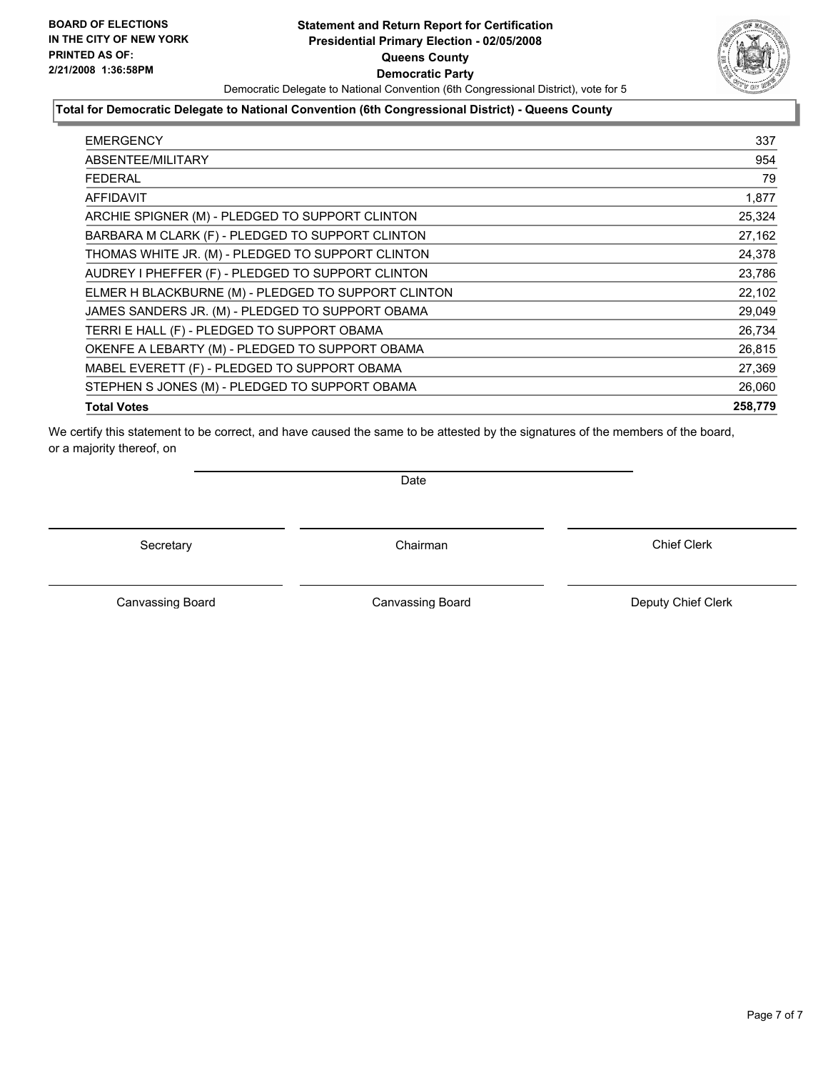**BOARD OF ELECTIONS IN THE CITY OF NEW YORK**
**PRINTED AS OF:**
**2/21/2008 1:36:58PM**

# Statement and Return Report for Certification
## Presidential Primary Election - 02/05/2008
## Queens County
## Democratic Party

Democratic Delegate to National Convention (6th Congressional District), vote for 5

**Total for Democratic Delegate to National Convention (6th Congressional District) - Queens County**

| | |
|---|---|
| EMERGENCY | 337 |
| ABSENTEE/MILITARY | 954 |
| FEDERAL | 79 |
| AFFIDAVIT | 1,877 |
| ARCHIE SPIGNER (M) - PLEDGED TO SUPPORT CLINTON | 25,324 |
| BARBARA M CLARK (F) - PLEDGED TO SUPPORT CLINTON | 27,162 |
| THOMAS WHITE JR. (M) - PLEDGED TO SUPPORT CLINTON | 24,378 |
| AUDREY I PHEFFER (F) - PLEDGED TO SUPPORT CLINTON | 23,786 |
| ELMER H BLACKBURNE (M) - PLEDGED TO SUPPORT CLINTON | 22,102 |
| JAMES SANDERS JR. (M) - PLEDGED TO SUPPORT OBAMA | 29,049 |
| TERRI E HALL (F) - PLEDGED TO SUPPORT OBAMA | 26,734 |
| OKENFE A LEBARTY (M) - PLEDGED TO SUPPORT OBAMA | 26,815 |
| MABEL EVERETT (F) - PLEDGED TO SUPPORT OBAMA | 27,369 |
| STEPHEN S JONES (M) - PLEDGED TO SUPPORT OBAMA | 26,060 |
| **Total Votes** | **258,779** |

We certify this statement to be correct, and have caused the same to be attested by the signatures of the members of the board, or a majority thereof, on

Date

Secretary | Chairman | Chief Clerk

Canvassing Board | Canvassing Board | Deputy Chief Clerk